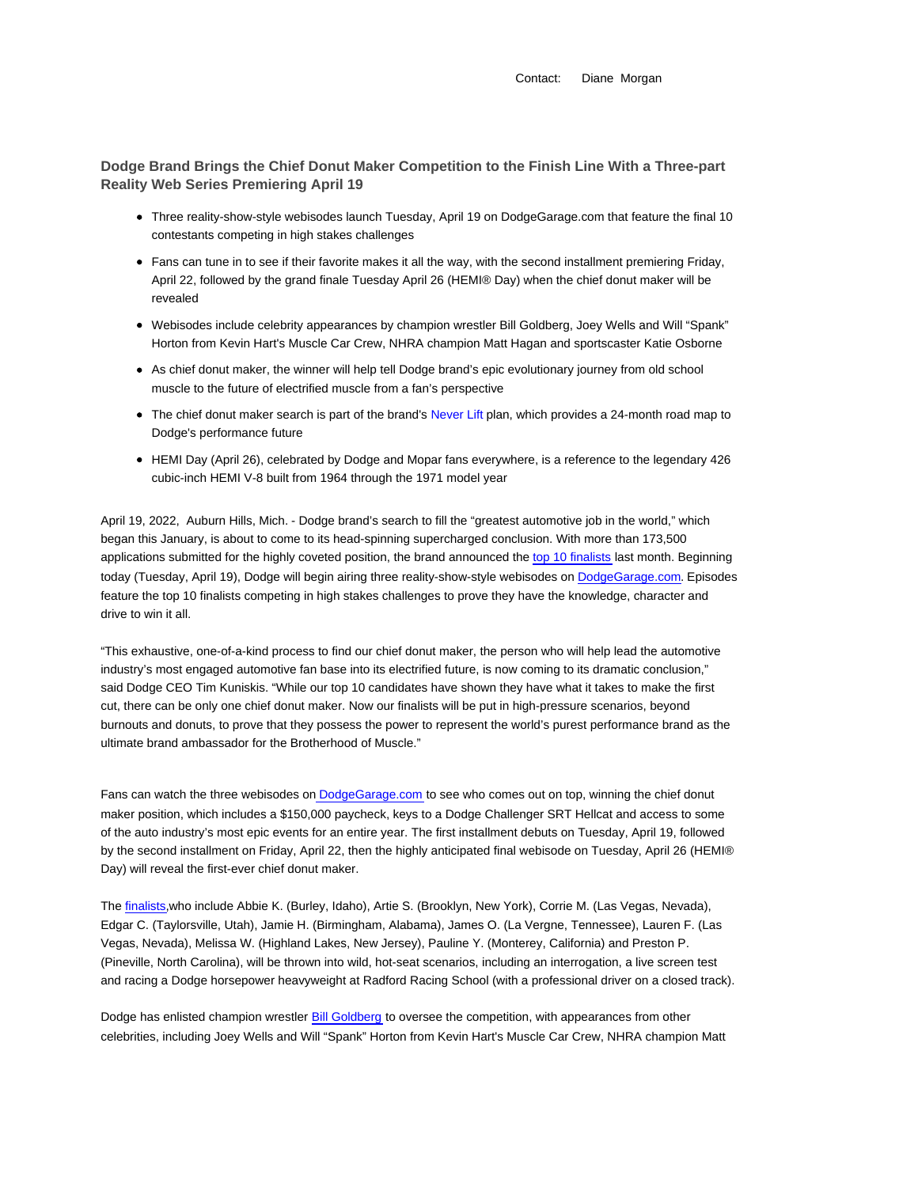Contact: Diane Morgan

## Dodge Brand Brings the Chief Donut Maker Competition to the Finish Line With a Three-part Reality Web Series Premiering April 19

- Three reality-show-style webisodes launch Tuesday, April 19 on DodgeGarage.com that feature the final 10 contestants competing in high stakes challenges
- Fans can tune in to see if their favorite makes it all the way, with the second installment premiering Friday, April 22, followed by the grand finale Tuesday April 26 (HEMI® Day) when the chief donut maker will be revealed
- Webisodes include celebrity appearances by champion wrestler Bill Goldberg, Joey Wells and Will "Spank" Horton from Kevin Hart's Muscle Car Crew, NHRA champion Matt Hagan and sportscaster Katie Osborne
- As chief donut maker, the winner will help tell Dodge brand's epic evolutionary journey from old school muscle to the future of electrified muscle from a fan's perspective
- The chief donut maker search is part of the brand's Never Lift plan, which provides a 24-month road map to Dodge's performance future
- HEMI Day (April 26), celebrated by Dodge and Mopar fans everywhere, is a reference to the legendary 426 cubic-inch HEMI V-8 built from 1964 through the 1971 model year

April 19, 2022, Auburn Hills, Mich. - Dodge brand's search to fill the "greatest automotive job in the world," which began this January, is about to come to its head-spinning supercharged conclusion. With more than 173,500 applications submitted for the highly coveted position, the brand announced the top 10 finalists last month. Beginning today (Tuesday, April 19), Dodge will begin airing three reality-show-style webisodes on DodgeGarage.com. Episodes feature the top 10 finalists competing in high stakes challenges to prove they have the knowledge, character and drive to win it all.

"This exhaustive, one-of-a-kind process to find our chief donut maker, the person who will help lead the automotive industry's most engaged automotive fan base into its electrified future, is now coming to its dramatic conclusion," said Dodge CEO Tim Kuniskis. "While our top 10 candidates have shown they have what it takes to make the first cut, there can be only one chief donut maker. Now our finalists will be put in high-pressure scenarios, beyond burnouts and donuts, to prove that they possess the power to represent the world's purest performance brand as the ultimate brand ambassador for the Brotherhood of Muscle."

Fans can watch the three webisodes on DodgeGarage.com to see who comes out on top, winning the chief donut maker position, which includes a $150,000 paycheck, keys to a Dodge Challenger SRT Hellcat and access to some of the auto industry's most epic events for an entire year. The first installment debuts on Tuesday, April 19, followed by the second installment on Friday, April 22, then the highly anticipated final webisode on Tuesday, April 26 (HEMI® Day) will reveal the first-ever chief donut maker.

The finalists,who include Abbie K. (Burley, Idaho), Artie S. (Brooklyn, New York), Corrie M. (Las Vegas, Nevada), Edgar C. (Taylorsville, Utah), Jamie H. (Birmingham, Alabama), James O. (La Vergne, Tennessee), Lauren F. (Las Vegas, Nevada), Melissa W. (Highland Lakes, New Jersey), Pauline Y. (Monterey, California) and Preston P. (Pineville, North Carolina), will be thrown into wild, hot-seat scenarios, including an interrogation, a live screen test and racing a Dodge horsepower heavyweight at Radford Racing School (with a professional driver on a closed track).

Dodge has enlisted champion wrestler Bill Goldberg to oversee the competition, with appearances from other celebrities, including Joey Wells and Will "Spank" Horton from Kevin Hart's Muscle Car Crew, NHRA champion Matt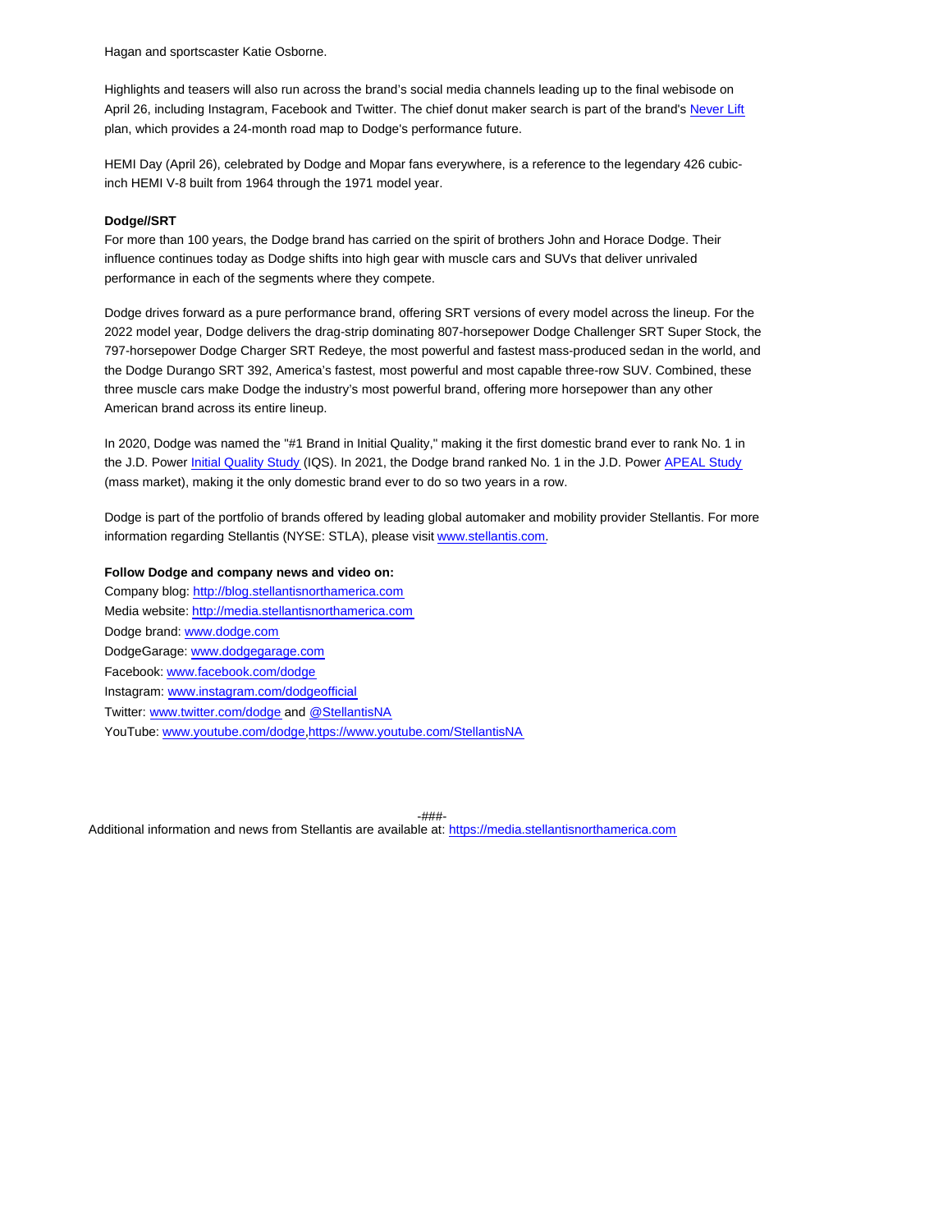Hagan and sportscaster Katie Osborne.

Highlights and teasers will also run across the brand's social media channels leading up to the final webisode on April 26, including Instagram, Facebook and Twitter. The chief donut maker search is part of the brand's Never Lift plan, which provides a 24-month road map to Dodge's performance future.

HEMI Day (April 26), celebrated by Dodge and Mopar fans everywhere, is a reference to the legendary 426 cubic-inch HEMI V-8 built from 1964 through the 1971 model year.

**Dodge//SRT**

For more than 100 years, the Dodge brand has carried on the spirit of brothers John and Horace Dodge. Their influence continues today as Dodge shifts into high gear with muscle cars and SUVs that deliver unrivaled performance in each of the segments where they compete.

Dodge drives forward as a pure performance brand, offering SRT versions of every model across the lineup. For the 2022 model year, Dodge delivers the drag-strip dominating 807-horsepower Dodge Challenger SRT Super Stock, the 797-horsepower Dodge Charger SRT Redeye, the most powerful and fastest mass-produced sedan in the world, and the Dodge Durango SRT 392, America's fastest, most powerful and most capable three-row SUV. Combined, these three muscle cars make Dodge the industry's most powerful brand, offering more horsepower than any other American brand across its entire lineup.

In 2020, Dodge was named the "#1 Brand in Initial Quality," making it the first domestic brand ever to rank No. 1 in the J.D. Power Initial Quality Study (IQS). In 2021, the Dodge brand ranked No. 1 in the J.D. Power APEAL Study (mass market), making it the only domestic brand ever to do so two years in a row.

Dodge is part of the portfolio of brands offered by leading global automaker and mobility provider Stellantis. For more information regarding Stellantis (NYSE: STLA), please visit www.stellantis.com.

**Follow Dodge and company news and video on:**

Company blog: http://blog.stellantisnorthamerica.com
Media website: http://media.stellantisnorthamerica.com
Dodge brand: www.dodge.com
DodgeGarage: www.dodgegarage.com
Facebook: www.facebook.com/dodge
Instagram: www.instagram.com/dodgeofficial
Twitter: www.twitter.com/dodge and @StellantisNA
YouTube: www.youtube.com/dodge,https://www.youtube.com/StellantisNA

-###-

Additional information and news from Stellantis are available at: https://media.stellantisnorthamerica.com